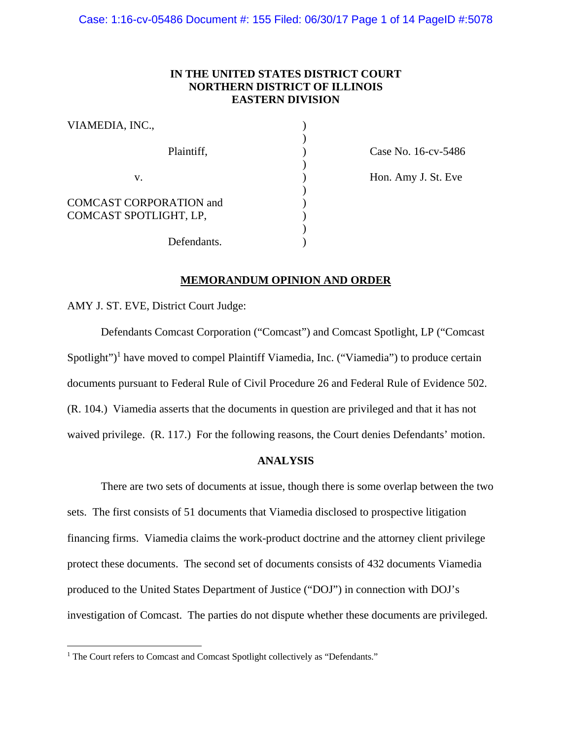# IN THE UNITED STATES DISTRICT COURT
# NORTHERN DISTRICT OF ILLINOIS
# EASTERN DIVISION

VIAMEDIA, INC.,

Plaintiff,

v.

COMCAST CORPORATION and COMCAST SPOTLIGHT, LP,

Defendants.

Case No. 16-cv-5486

Hon. Amy J. St. Eve

## MEMORANDUM OPINION AND ORDER

AMY J. ST. EVE, District Court Judge:

Defendants Comcast Corporation ("Comcast") and Comcast Spotlight, LP ("Comcast Spotlight")[1] have moved to compel Plaintiff Viamedia, Inc. ("Viamedia") to produce certain documents pursuant to Federal Rule of Civil Procedure 26 and Federal Rule of Evidence 502. (R. 104.) Viamedia asserts that the documents in question are privileged and that it has not waived privilege. (R. 117.) For the following reasons, the Court denies Defendants' motion.

## ANALYSIS

There are two sets of documents at issue, though there is some overlap between the two sets. The first consists of 51 documents that Viamedia disclosed to prospective litigation financing firms. Viamedia claims the work-product doctrine and the attorney client privilege protect these documents. The second set of documents consists of 432 documents Viamedia produced to the United States Department of Justice ("DOJ") in connection with DOJ's investigation of Comcast. The parties do not dispute whether these documents are privileged.

[1] The Court refers to Comcast and Comcast Spotlight collectively as "Defendants."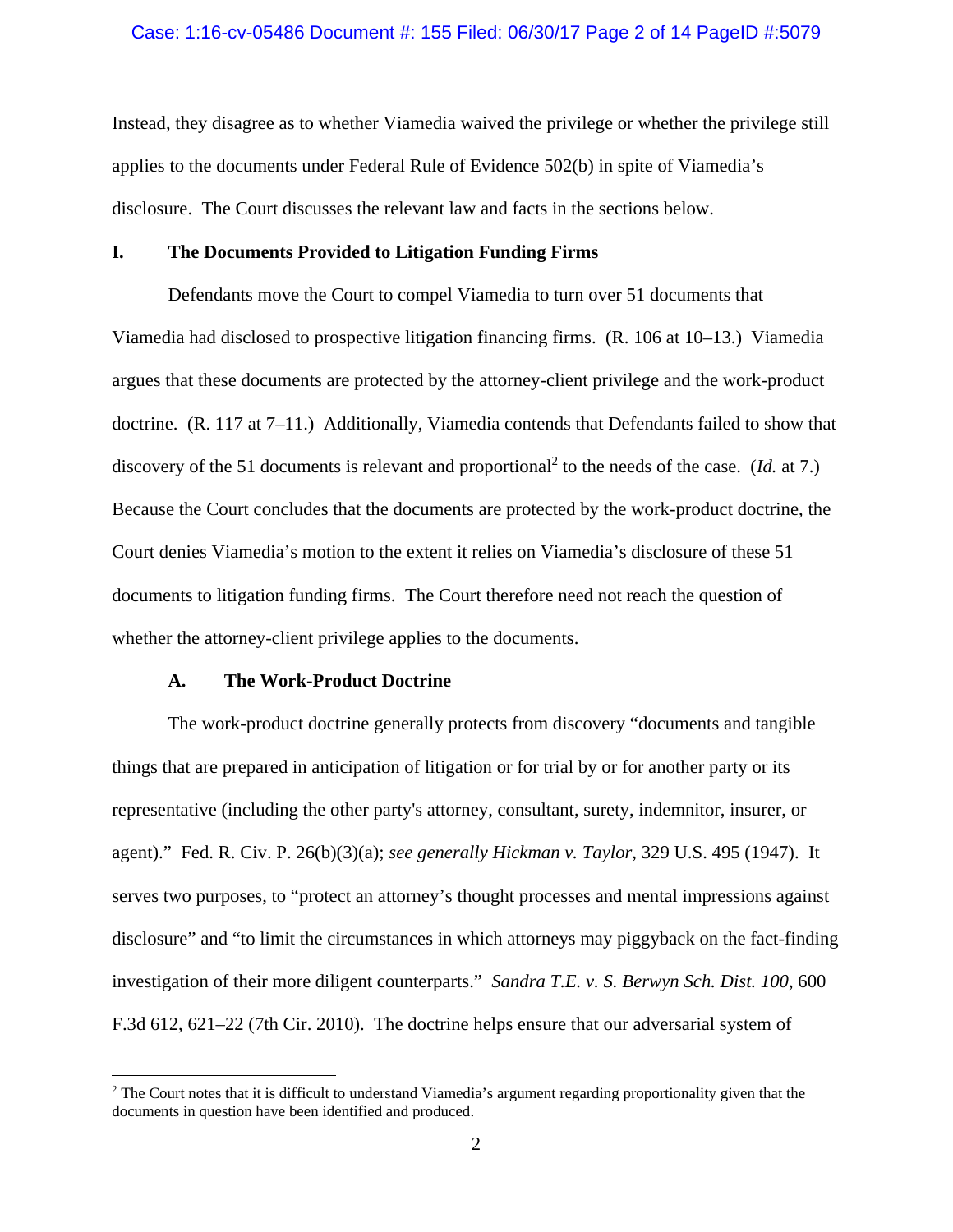Instead, they disagree as to whether Viamedia waived the privilege or whether the privilege still applies to the documents under Federal Rule of Evidence 502(b) in spite of Viamedia's disclosure. The Court discusses the relevant law and facts in the sections below.

## I. The Documents Provided to Litigation Funding Firms

Defendants move the Court to compel Viamedia to turn over 51 documents that Viamedia had disclosed to prospective litigation financing firms. (R. 106 at 10–13.) Viamedia argues that these documents are protected by the attorney-client privilege and the work-product doctrine. (R. 117 at 7–11.) Additionally, Viamedia contends that Defendants failed to show that discovery of the 51 documents is relevant and proportional[2] to the needs of the case. (*Id.* at 7.) Because the Court concludes that the documents are protected by the work-product doctrine, the Court denies Viamedia's motion to the extent it relies on Viamedia's disclosure of these 51 documents to litigation funding firms. The Court therefore need not reach the question of whether the attorney-client privilege applies to the documents.

### A. The Work-Product Doctrine

The work-product doctrine generally protects from discovery "documents and tangible things that are prepared in anticipation of litigation or for trial by or for another party or its representative (including the other party's attorney, consultant, surety, indemnitor, insurer, or agent)." Fed. R. Civ. P. 26(b)(3)(a); *see generally Hickman v. Taylor*, 329 U.S. 495 (1947). It serves two purposes, to "protect an attorney's thought processes and mental impressions against disclosure" and "to limit the circumstances in which attorneys may piggyback on the fact-finding investigation of their more diligent counterparts." *Sandra T.E. v. S. Berwyn Sch. Dist. 100*, 600 F.3d 612, 621–22 (7th Cir. 2010). The doctrine helps ensure that our adversarial system of

---

[2] The Court notes that it is difficult to understand Viamedia's argument regarding proportionality given that the documents in question have been identified and produced.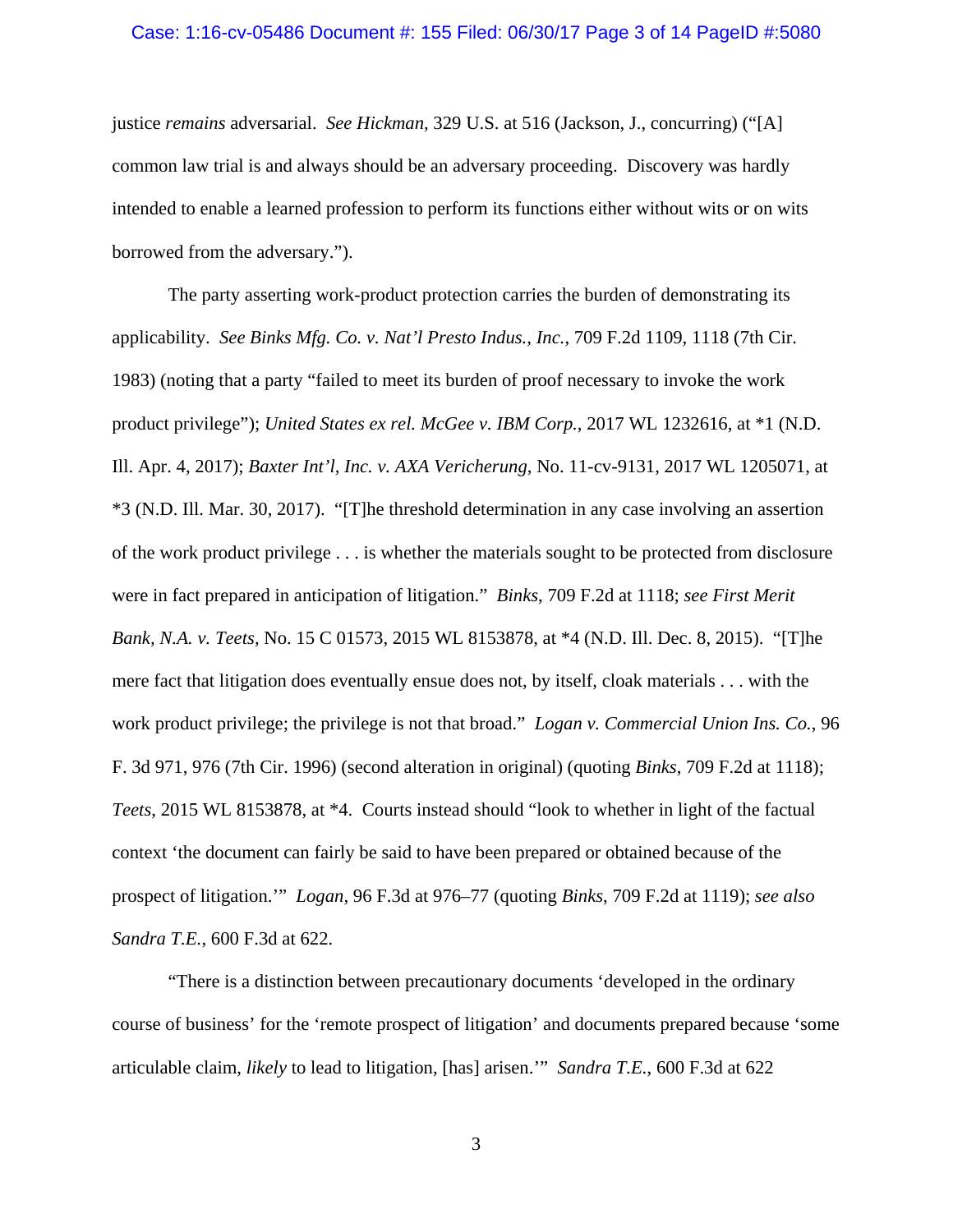justice *remains* adversarial. *See Hickman*, 329 U.S. at 516 (Jackson, J., concurring) ("[A] common law trial is and always should be an adversary proceeding. Discovery was hardly intended to enable a learned profession to perform its functions either without wits or on wits borrowed from the adversary.").

The party asserting work-product protection carries the burden of demonstrating its applicability. *See Binks Mfg. Co. v. Nat'l Presto Indus., Inc.*, 709 F.2d 1109, 1118 (7th Cir. 1983) (noting that a party "failed to meet its burden of proof necessary to invoke the work product privilege"); *United States ex rel. McGee v. IBM Corp.*, 2017 WL 1232616, at *1 (N.D. Ill. Apr. 4, 2017); *Baxter Int'l, Inc. v. AXA Vericherung*, No. 11-cv-9131, 2017 WL 1205071, at *3 (N.D. Ill. Mar. 30, 2017). "[T]he threshold determination in any case involving an assertion of the work product privilege . . . is whether the materials sought to be protected from disclosure were in fact prepared in anticipation of litigation." *Binks*, 709 F.2d at 1118; *see First Merit Bank, N.A. v. Teets*, No. 15 C 01573, 2015 WL 8153878, at *4 (N.D. Ill. Dec. 8, 2015). "[T]he mere fact that litigation does eventually ensue does not, by itself, cloak materials . . . with the work product privilege; the privilege is not that broad." *Logan v. Commercial Union Ins. Co.*, 96 F. 3d 971, 976 (7th Cir. 1996) (second alteration in original) (quoting *Binks*, 709 F.2d at 1118); *Teets*, 2015 WL 8153878, at *4. Courts instead should "look to whether in light of the factual context 'the document can fairly be said to have been prepared or obtained because of the prospect of litigation.'" *Logan*, 96 F.3d at 976–77 (quoting *Binks*, 709 F.2d at 1119); *see also Sandra T.E.*, 600 F.3d at 622.

"There is a distinction between precautionary documents 'developed in the ordinary course of business' for the 'remote prospect of litigation' and documents prepared because 'some articulable claim, *likely* to lead to litigation, [has] arisen.'" *Sandra T.E.*, 600 F.3d at 622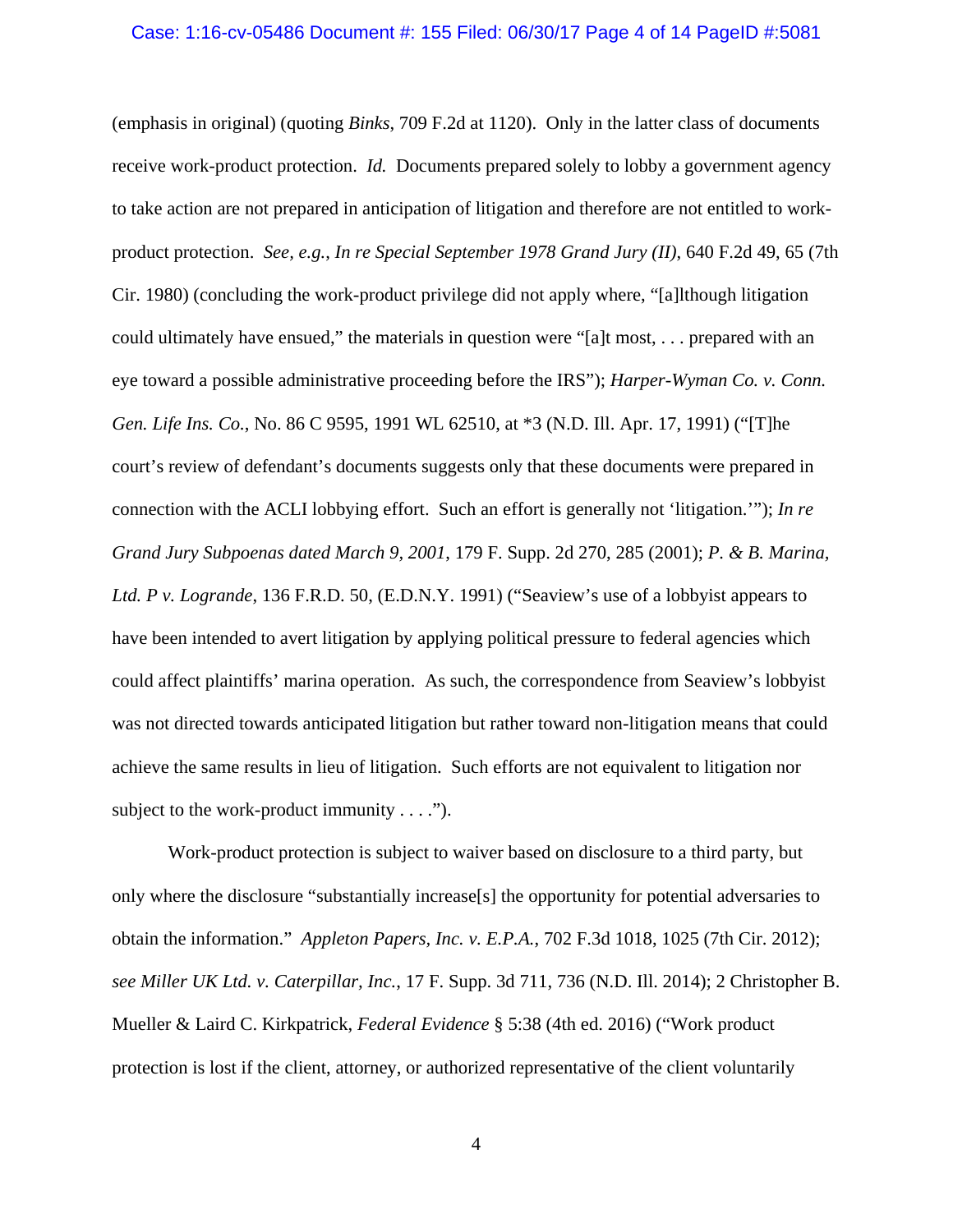(emphasis in original) (quoting *Binks*, 709 F.2d at 1120). Only in the latter class of documents receive work-product protection. *Id.* Documents prepared solely to lobby a government agency to take action are not prepared in anticipation of litigation and therefore are not entitled to work-product protection. *See, e.g.*, *In re Special September 1978 Grand Jury (II)*, 640 F.2d 49, 65 (7th Cir. 1980) (concluding the work-product privilege did not apply where, "[a]lthough litigation could ultimately have ensued," the materials in question were "[a]t most, . . . prepared with an eye toward a possible administrative proceeding before the IRS"); *Harper-Wyman Co. v. Conn. Gen. Life Ins. Co.*, No. 86 C 9595, 1991 WL 62510, at *3 (N.D. Ill. Apr. 17, 1991) ("[T]he court's review of defendant's documents suggests only that these documents were prepared in connection with the ACLI lobbying effort. Such an effort is generally not 'litigation.'"); *In re Grand Jury Subpoenas dated March 9, 2001*, 179 F. Supp. 2d 270, 285 (2001); *P. & B. Marina, Ltd. P v. Logrande*, 136 F.R.D. 50, (E.D.N.Y. 1991) ("Seaview's use of a lobbyist appears to have been intended to avert litigation by applying political pressure to federal agencies which could affect plaintiffs' marina operation. As such, the correspondence from Seaview's lobbyist was not directed towards anticipated litigation but rather toward non-litigation means that could achieve the same results in lieu of litigation. Such efforts are not equivalent to litigation nor subject to the work-product immunity . . . .").

Work-product protection is subject to waiver based on disclosure to a third party, but only where the disclosure "substantially increase[s] the opportunity for potential adversaries to obtain the information." *Appleton Papers, Inc. v. E.P.A.*, 702 F.3d 1018, 1025 (7th Cir. 2012); *see Miller UK Ltd. v. Caterpillar, Inc.*, 17 F. Supp. 3d 711, 736 (N.D. Ill. 2014); 2 Christopher B. Mueller & Laird C. Kirkpatrick, *Federal Evidence* § 5:38 (4th ed. 2016) ("Work product protection is lost if the client, attorney, or authorized representative of the client voluntarily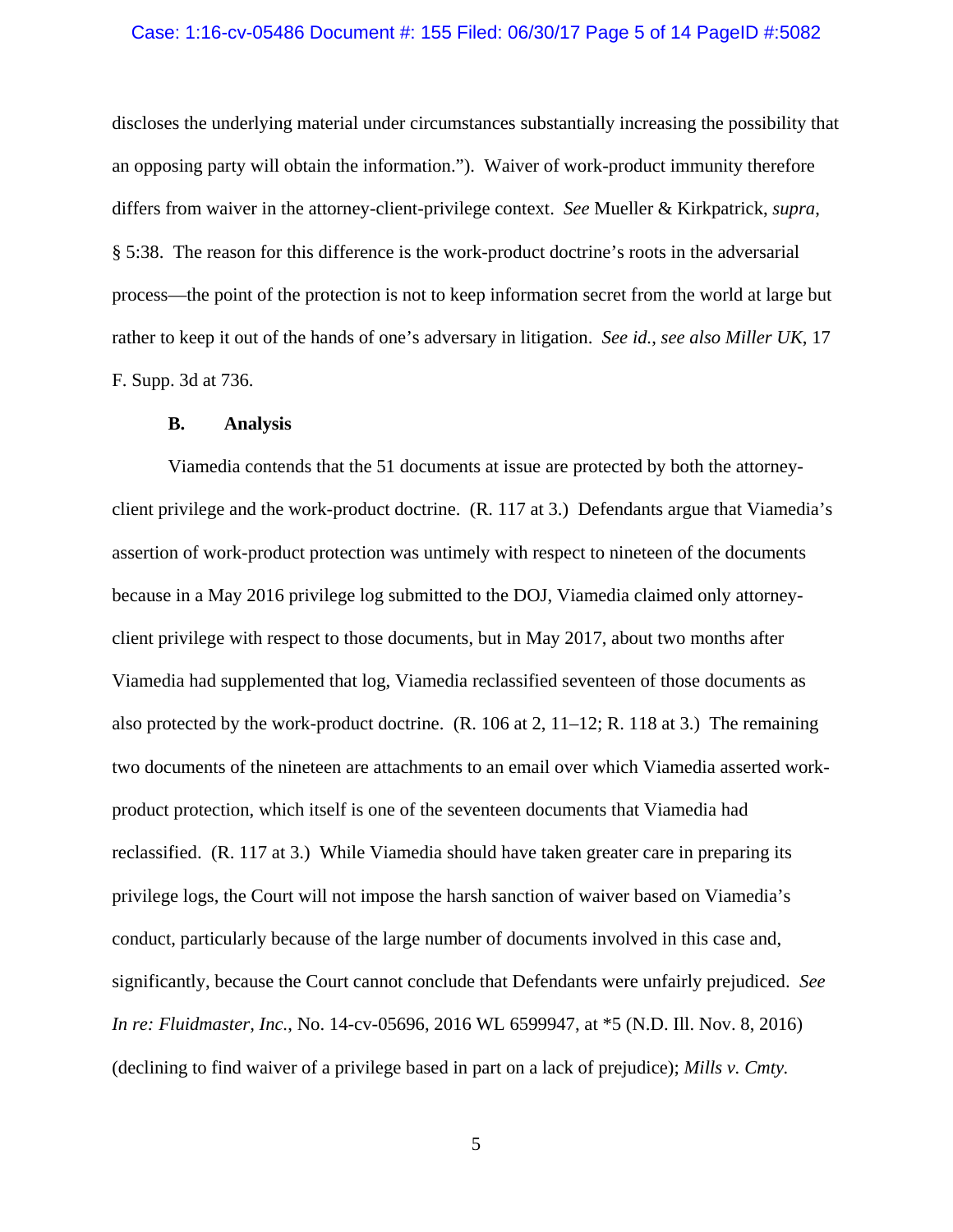discloses the underlying material under circumstances substantially increasing the possibility that an opposing party will obtain the information."). Waiver of work-product immunity therefore differs from waiver in the attorney-client-privilege context. *See* Mueller & Kirkpatrick, *supra*, § 5:38. The reason for this difference is the work-product doctrine's roots in the adversarial process—the point of the protection is not to keep information secret from the world at large but rather to keep it out of the hands of one's adversary in litigation. *See id.*, *see also Miller UK*, 17 F. Supp. 3d at 736.

### B. Analysis

Viamedia contends that the 51 documents at issue are protected by both the attorney-client privilege and the work-product doctrine. (R. 117 at 3.) Defendants argue that Viamedia's assertion of work-product protection was untimely with respect to nineteen of the documents because in a May 2016 privilege log submitted to the DOJ, Viamedia claimed only attorney-client privilege with respect to those documents, but in May 2017, about two months after Viamedia had supplemented that log, Viamedia reclassified seventeen of those documents as also protected by the work-product doctrine. (R. 106 at 2, 11–12; R. 118 at 3.) The remaining two documents of the nineteen are attachments to an email over which Viamedia asserted work-product protection, which itself is one of the seventeen documents that Viamedia had reclassified. (R. 117 at 3.) While Viamedia should have taken greater care in preparing its privilege logs, the Court will not impose the harsh sanction of waiver based on Viamedia's conduct, particularly because of the large number of documents involved in this case and, significantly, because the Court cannot conclude that Defendants were unfairly prejudiced. *See In re: Fluidmaster, Inc.*, No. 14-cv-05696, 2016 WL 6599947, at *5 (N.D. Ill. Nov. 8, 2016) (declining to find waiver of a privilege based in part on a lack of prejudice); *Mills v. Cmty.*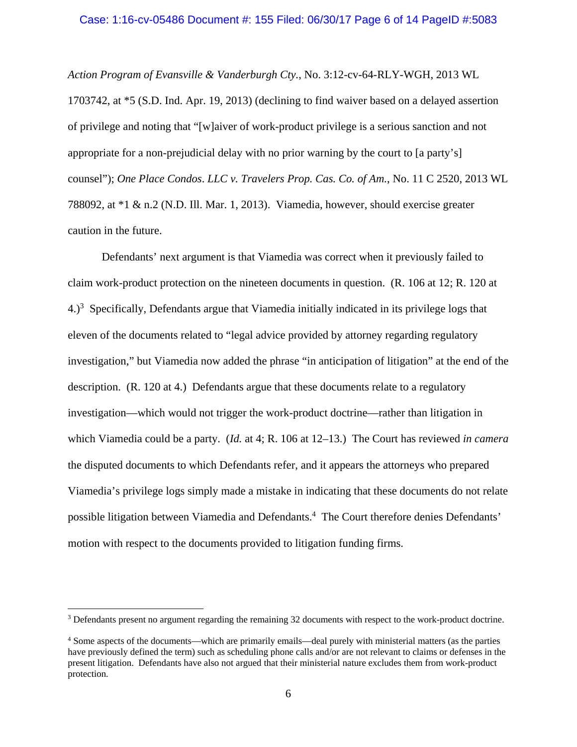*Action Program of Evansville & Vanderburgh Cty.*, No. 3:12-cv-64-RLY-WGH, 2013 WL 1703742, at *5 (S.D. Ind. Apr. 19, 2013) (declining to find waiver based on a delayed assertion of privilege and noting that "[w]aiver of work-product privilege is a serious sanction and not appropriate for a non-prejudicial delay with no prior warning by the court to [a party's] counsel"); *One Place Condos. LLC v. Travelers Prop. Cas. Co. of Am.*, No. 11 C 2520, 2013 WL 788092, at *1 & n.2 (N.D. Ill. Mar. 1, 2013). Viamedia, however, should exercise greater caution in the future.

Defendants' next argument is that Viamedia was correct when it previously failed to claim work-product protection on the nineteen documents in question. (R. 106 at 12; R. 120 at 4.)[3] Specifically, Defendants argue that Viamedia initially indicated in its privilege logs that eleven of the documents related to "legal advice provided by attorney regarding regulatory investigation," but Viamedia now added the phrase "in anticipation of litigation" at the end of the description. (R. 120 at 4.) Defendants argue that these documents relate to a regulatory investigation—which would not trigger the work-product doctrine—rather than litigation in which Viamedia could be a party. (*Id.* at 4; R. 106 at 12–13.) The Court has reviewed *in camera* the disputed documents to which Defendants refer, and it appears the attorneys who prepared Viamedia's privilege logs simply made a mistake in indicating that these documents do not relate possible litigation between Viamedia and Defendants.[4] The Court therefore denies Defendants' motion with respect to the documents provided to litigation funding firms.

---

[3] Defendants present no argument regarding the remaining 32 documents with respect to the work-product doctrine.

[4] Some aspects of the documents—which are primarily emails—deal purely with ministerial matters (as the parties have previously defined the term) such as scheduling phone calls and/or are not relevant to claims or defenses in the present litigation. Defendants have also not argued that their ministerial nature excludes them from work-product protection.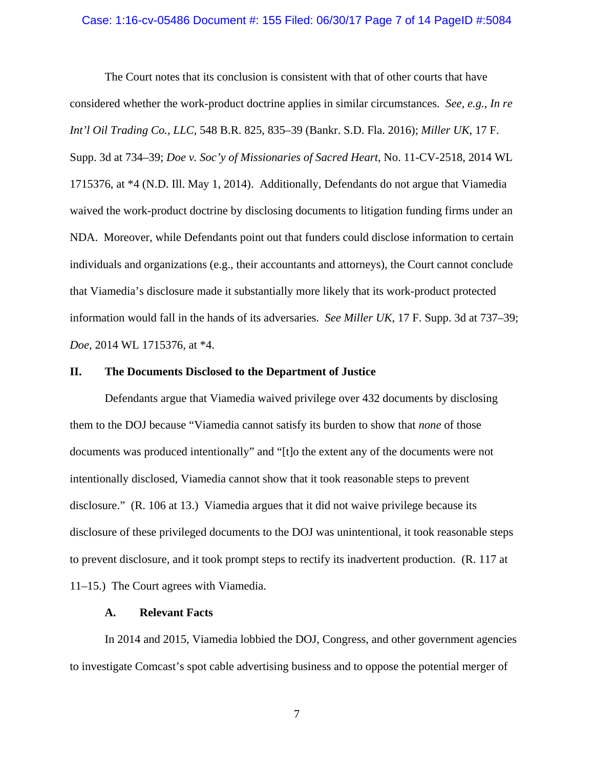The Court notes that its conclusion is consistent with that of other courts that have considered whether the work-product doctrine applies in similar circumstances. *See, e.g.*, *In re Int'l Oil Trading Co., LLC*, 548 B.R. 825, 835–39 (Bankr. S.D. Fla. 2016); *Miller UK*, 17 F. Supp. 3d at 734–39; *Doe v. Soc'y of Missionaries of Sacred Heart*, No. 11-CV-2518, 2014 WL 1715376, at *4 (N.D. Ill. May 1, 2014). Additionally, Defendants do not argue that Viamedia waived the work-product doctrine by disclosing documents to litigation funding firms under an NDA. Moreover, while Defendants point out that funders could disclose information to certain individuals and organizations (e.g., their accountants and attorneys), the Court cannot conclude that Viamedia's disclosure made it substantially more likely that its work-product protected information would fall in the hands of its adversaries. *See Miller UK*, 17 F. Supp. 3d at 737–39; *Doe*, 2014 WL 1715376, at *4.

## II. The Documents Disclosed to the Department of Justice

Defendants argue that Viamedia waived privilege over 432 documents by disclosing them to the DOJ because "Viamedia cannot satisfy its burden to show that *none* of those documents was produced intentionally" and "[t]o the extent any of the documents were not intentionally disclosed, Viamedia cannot show that it took reasonable steps to prevent disclosure." (R. 106 at 13.) Viamedia argues that it did not waive privilege because its disclosure of these privileged documents to the DOJ was unintentional, it took reasonable steps to prevent disclosure, and it took prompt steps to rectify its inadvertent production. (R. 117 at 11–15.) The Court agrees with Viamedia.

### A. Relevant Facts

In 2014 and 2015, Viamedia lobbied the DOJ, Congress, and other government agencies to investigate Comcast's spot cable advertising business and to oppose the potential merger of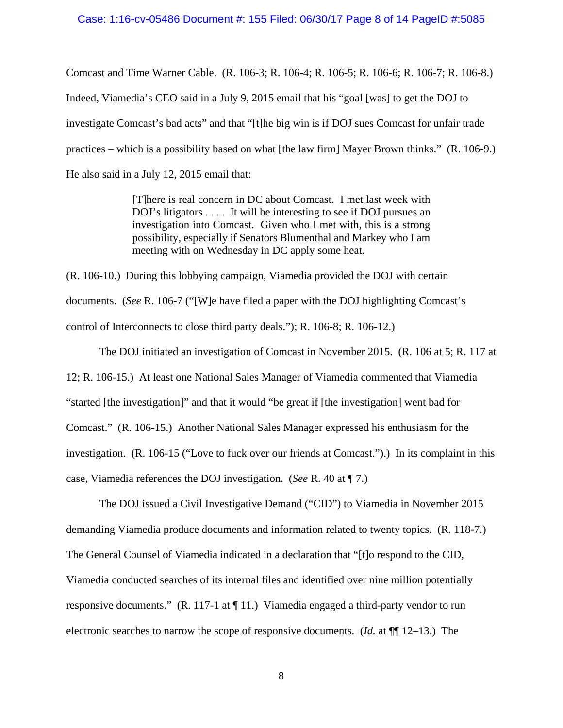Comcast and Time Warner Cable. (R. 106-3; R. 106-4; R. 106-5; R. 106-6; R. 106-7; R. 106-8.) Indeed, Viamedia's CEO said in a July 9, 2015 email that his "goal [was] to get the DOJ to investigate Comcast's bad acts" and that "[t]he big win is if DOJ sues Comcast for unfair trade practices – which is a possibility based on what [the law firm] Mayer Brown thinks." (R. 106-9.) He also said in a July 12, 2015 email that:

> [T]here is real concern in DC about Comcast. I met last week with DOJ's litigators . . . . It will be interesting to see if DOJ pursues an investigation into Comcast. Given who I met with, this is a strong possibility, especially if Senators Blumenthal and Markey who I am meeting with on Wednesday in DC apply some heat.

(R. 106-10.) During this lobbying campaign, Viamedia provided the DOJ with certain documents. (*See* R. 106-7 ("[W]e have filed a paper with the DOJ highlighting Comcast's control of Interconnects to close third party deals."); R. 106-8; R. 106-12.)

The DOJ initiated an investigation of Comcast in November 2015. (R. 106 at 5; R. 117 at 12; R. 106-15.) At least one National Sales Manager of Viamedia commented that Viamedia "started [the investigation]" and that it would "be great if [the investigation] went bad for Comcast." (R. 106-15.) Another National Sales Manager expressed his enthusiasm for the investigation. (R. 106-15 ("Love to fuck over our friends at Comcast.").) In its complaint in this case, Viamedia references the DOJ investigation. (*See* R. 40 at ¶ 7.)

The DOJ issued a Civil Investigative Demand ("CID") to Viamedia in November 2015 demanding Viamedia produce documents and information related to twenty topics. (R. 118-7.) The General Counsel of Viamedia indicated in a declaration that "[t]o respond to the CID, Viamedia conducted searches of its internal files and identified over nine million potentially responsive documents." (R. 117-1 at ¶ 11.) Viamedia engaged a third-party vendor to run electronic searches to narrow the scope of responsive documents. (*Id.* at ¶¶ 12–13.) The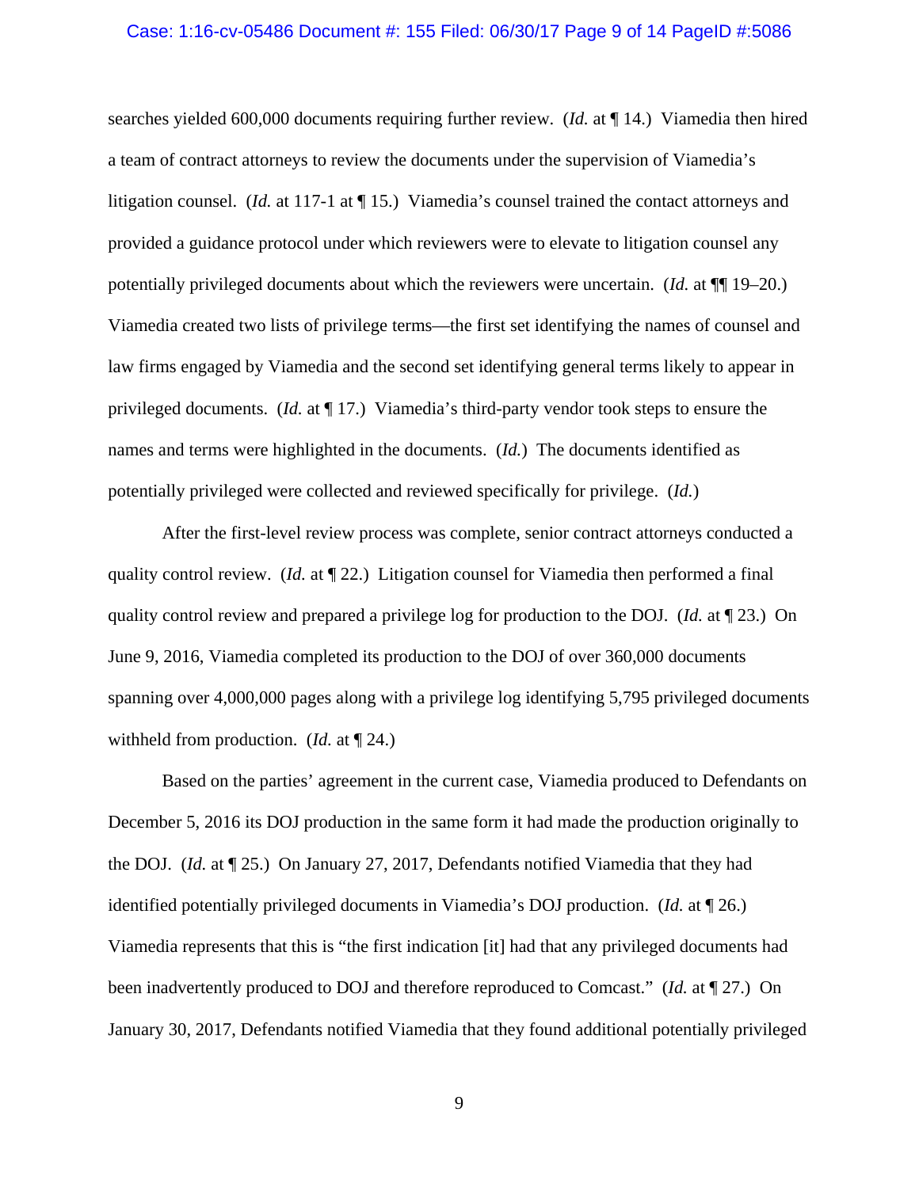searches yielded 600,000 documents requiring further review. (*Id.* at ¶ 14.) Viamedia then hired a team of contract attorneys to review the documents under the supervision of Viamedia's litigation counsel. (*Id.* at 117-1 at ¶ 15.) Viamedia's counsel trained the contact attorneys and provided a guidance protocol under which reviewers were to elevate to litigation counsel any potentially privileged documents about which the reviewers were uncertain. (*Id.* at ¶¶ 19–20.) Viamedia created two lists of privilege terms—the first set identifying the names of counsel and law firms engaged by Viamedia and the second set identifying general terms likely to appear in privileged documents. (*Id.* at ¶ 17.) Viamedia's third-party vendor took steps to ensure the names and terms were highlighted in the documents. (*Id.*) The documents identified as potentially privileged were collected and reviewed specifically for privilege. (*Id.*)

After the first-level review process was complete, senior contract attorneys conducted a quality control review. (*Id.* at ¶ 22.) Litigation counsel for Viamedia then performed a final quality control review and prepared a privilege log for production to the DOJ. (*Id.* at ¶ 23.) On June 9, 2016, Viamedia completed its production to the DOJ of over 360,000 documents spanning over 4,000,000 pages along with a privilege log identifying 5,795 privileged documents withheld from production. (*Id.* at ¶ 24.)

Based on the parties' agreement in the current case, Viamedia produced to Defendants on December 5, 2016 its DOJ production in the same form it had made the production originally to the DOJ. (*Id.* at ¶ 25.) On January 27, 2017, Defendants notified Viamedia that they had identified potentially privileged documents in Viamedia's DOJ production. (*Id.* at ¶ 26.) Viamedia represents that this is "the first indication [it] had that any privileged documents had been inadvertently produced to DOJ and therefore reproduced to Comcast." (*Id.* at ¶ 27.) On January 30, 2017, Defendants notified Viamedia that they found additional potentially privileged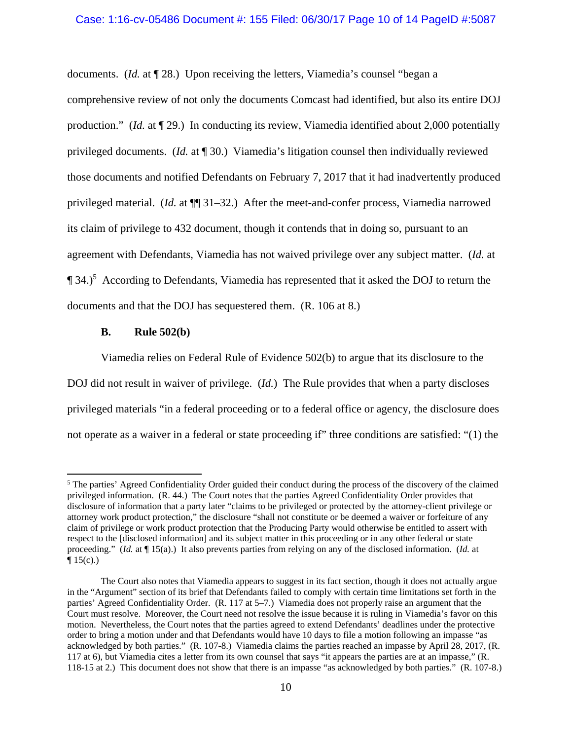documents. (*Id.* at ¶ 28.) Upon receiving the letters, Viamedia's counsel "began a comprehensive review of not only the documents Comcast had identified, but also its entire DOJ production." (*Id.* at ¶ 29.) In conducting its review, Viamedia identified about 2,000 potentially privileged documents. (*Id.* at ¶ 30.) Viamedia's litigation counsel then individually reviewed those documents and notified Defendants on February 7, 2017 that it had inadvertently produced privileged material. (*Id.* at ¶¶ 31–32.) After the meet-and-confer process, Viamedia narrowed its claim of privilege to 432 document, though it contends that in doing so, pursuant to an agreement with Defendants, Viamedia has not waived privilege over any subject matter. (*Id.* at ¶ 34.)[5] According to Defendants, Viamedia has represented that it asked the DOJ to return the documents and that the DOJ has sequestered them. (R. 106 at 8.)

### B. Rule 502(b)

Viamedia relies on Federal Rule of Evidence 502(b) to argue that its disclosure to the DOJ did not result in waiver of privilege. (*Id.*) The Rule provides that when a party discloses privileged materials "in a federal proceeding or to a federal office or agency, the disclosure does not operate as a waiver in a federal or state proceeding if" three conditions are satisfied: "(1) the

---

[5] The parties' Agreed Confidentiality Order guided their conduct during the process of the discovery of the claimed privileged information. (R. 44.) The Court notes that the parties Agreed Confidentiality Order provides that disclosure of information that a party later "claims to be privileged or protected by the attorney-client privilege or attorney work product protection," the disclosure "shall not constitute or be deemed a waiver or forfeiture of any claim of privilege or work product protection that the Producing Party would otherwise be entitled to assert with respect to the [disclosed information] and its subject matter in this proceeding or in any other federal or state proceeding." (*Id.* at ¶ 15(a).) It also prevents parties from relying on any of the disclosed information. (*Id.* at ¶ 15(c).)

The Court also notes that Viamedia appears to suggest in its fact section, though it does not actually argue in the "Argument" section of its brief that Defendants failed to comply with certain time limitations set forth in the parties' Agreed Confidentiality Order. (R. 117 at 5–7.) Viamedia does not properly raise an argument that the Court must resolve. Moreover, the Court need not resolve the issue because it is ruling in Viamedia's favor on this motion. Nevertheless, the Court notes that the parties agreed to extend Defendants' deadlines under the protective order to bring a motion under and that Defendants would have 10 days to file a motion following an impasse "as acknowledged by both parties." (R. 107-8.) Viamedia claims the parties reached an impasse by April 28, 2017, (R. 117 at 6), but Viamedia cites a letter from its own counsel that says "it appears the parties are at an impasse," (R. 118-15 at 2.) This document does not show that there is an impasse "as acknowledged by both parties." (R. 107-8.)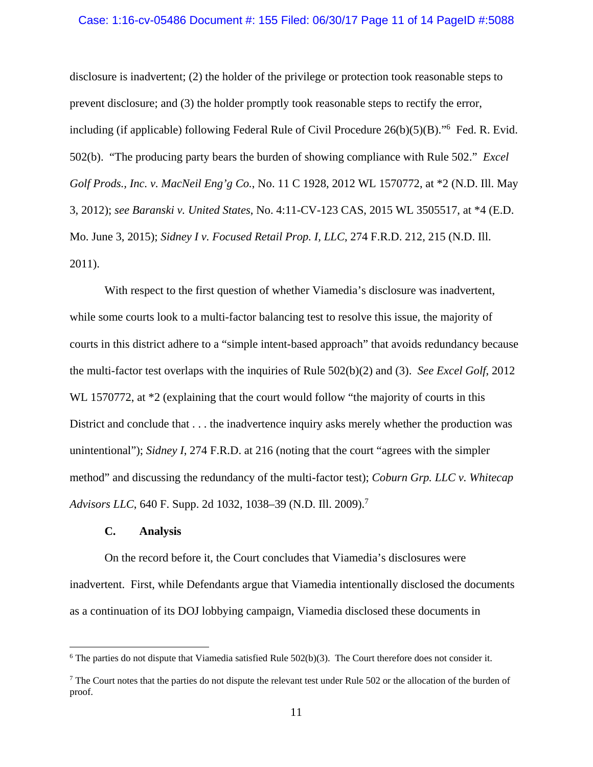disclosure is inadvertent; (2) the holder of the privilege or protection took reasonable steps to prevent disclosure; and (3) the holder promptly took reasonable steps to rectify the error, including (if applicable) following Federal Rule of Civil Procedure 26(b)(5)(B)."[6] Fed. R. Evid. 502(b). "The producing party bears the burden of showing compliance with Rule 502." *Excel Golf Prods., Inc. v. MacNeil Eng'g Co.*, No. 11 C 1928, 2012 WL 1570772, at *2 (N.D. Ill. May 3, 2012); *see Baranski v. United States*, No. 4:11-CV-123 CAS, 2015 WL 3505517, at *4 (E.D. Mo. June 3, 2015); *Sidney I v. Focused Retail Prop. I, LLC*, 274 F.R.D. 212, 215 (N.D. Ill. 2011).

With respect to the first question of whether Viamedia's disclosure was inadvertent, while some courts look to a multi-factor balancing test to resolve this issue, the majority of courts in this district adhere to a "simple intent-based approach" that avoids redundancy because the multi-factor test overlaps with the inquiries of Rule 502(b)(2) and (3). *See Excel Golf*, 2012 WL 1570772, at *2 (explaining that the court would follow "the majority of courts in this District and conclude that . . . the inadvertence inquiry asks merely whether the production was unintentional"); *Sidney I*, 274 F.R.D. at 216 (noting that the court "agrees with the simpler method" and discussing the redundancy of the multi-factor test); *Coburn Grp. LLC v. Whitecap Advisors LLC*, 640 F. Supp. 2d 1032, 1038–39 (N.D. Ill. 2009).[7]

### C. Analysis

On the record before it, the Court concludes that Viamedia's disclosures were inadvertent. First, while Defendants argue that Viamedia intentionally disclosed the documents as a continuation of its DOJ lobbying campaign, Viamedia disclosed these documents in

---

[6] The parties do not dispute that Viamedia satisfied Rule 502(b)(3). The Court therefore does not consider it.

[7] The Court notes that the parties do not dispute the relevant test under Rule 502 or the allocation of the burden of proof.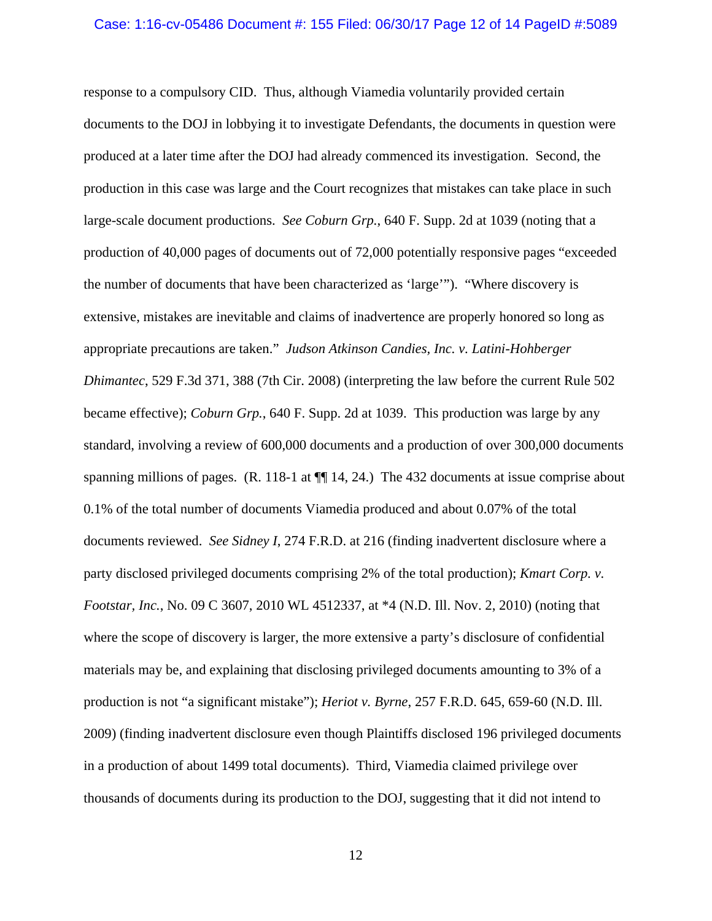response to a compulsory CID. Thus, although Viamedia voluntarily provided certain documents to the DOJ in lobbying it to investigate Defendants, the documents in question were produced at a later time after the DOJ had already commenced its investigation. Second, the production in this case was large and the Court recognizes that mistakes can take place in such large-scale document productions. *See Coburn Grp.*, 640 F. Supp. 2d at 1039 (noting that a production of 40,000 pages of documents out of 72,000 potentially responsive pages "exceeded the number of documents that have been characterized as 'large'"). "Where discovery is extensive, mistakes are inevitable and claims of inadvertence are properly honored so long as appropriate precautions are taken." *Judson Atkinson Candies, Inc. v. Latini-Hohberger Dhimantec*, 529 F.3d 371, 388 (7th Cir. 2008) (interpreting the law before the current Rule 502 became effective); *Coburn Grp.*, 640 F. Supp. 2d at 1039. This production was large by any standard, involving a review of 600,000 documents and a production of over 300,000 documents spanning millions of pages. (R. 118-1 at ¶¶ 14, 24.) The 432 documents at issue comprise about 0.1% of the total number of documents Viamedia produced and about 0.07% of the total documents reviewed. *See Sidney I*, 274 F.R.D. at 216 (finding inadvertent disclosure where a party disclosed privileged documents comprising 2% of the total production); *Kmart Corp. v. Footstar, Inc.*, No. 09 C 3607, 2010 WL 4512337, at *4 (N.D. Ill. Nov. 2, 2010) (noting that where the scope of discovery is larger, the more extensive a party's disclosure of confidential materials may be, and explaining that disclosing privileged documents amounting to 3% of a production is not "a significant mistake"); *Heriot v. Byrne*, 257 F.R.D. 645, 659-60 (N.D. Ill. 2009) (finding inadvertent disclosure even though Plaintiffs disclosed 196 privileged documents in a production of about 1499 total documents). Third, Viamedia claimed privilege over thousands of documents during its production to the DOJ, suggesting that it did not intend to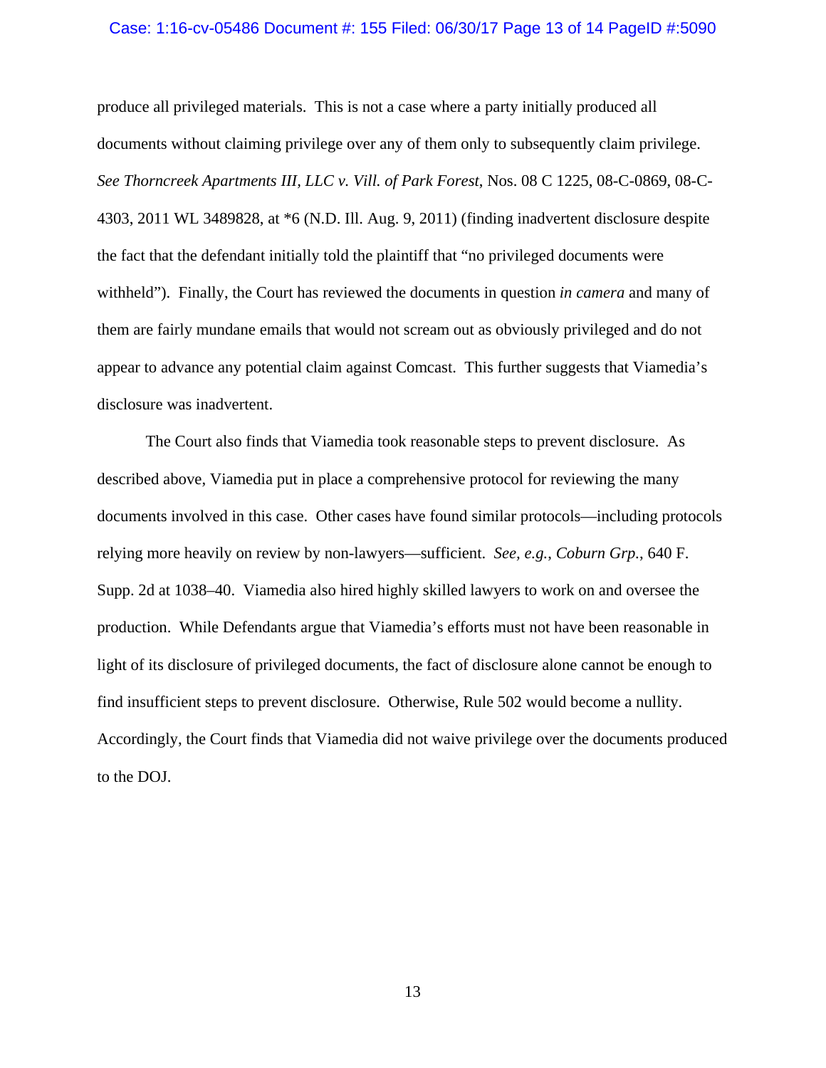produce all privileged materials. This is not a case where a party initially produced all documents without claiming privilege over any of them only to subsequently claim privilege. *See Thorncreek Apartments III, LLC v. Vill. of Park Forest*, Nos. 08 C 1225, 08-C-0869, 08-C-4303, 2011 WL 3489828, at *6 (N.D. Ill. Aug. 9, 2011) (finding inadvertent disclosure despite the fact that the defendant initially told the plaintiff that "no privileged documents were withheld"). Finally, the Court has reviewed the documents in question *in camera* and many of them are fairly mundane emails that would not scream out as obviously privileged and do not appear to advance any potential claim against Comcast. This further suggests that Viamedia's disclosure was inadvertent.

The Court also finds that Viamedia took reasonable steps to prevent disclosure. As described above, Viamedia put in place a comprehensive protocol for reviewing the many documents involved in this case. Other cases have found similar protocols—including protocols relying more heavily on review by non-lawyers—sufficient. *See, e.g.*, *Coburn Grp.*, 640 F. Supp. 2d at 1038–40. Viamedia also hired highly skilled lawyers to work on and oversee the production. While Defendants argue that Viamedia's efforts must not have been reasonable in light of its disclosure of privileged documents, the fact of disclosure alone cannot be enough to find insufficient steps to prevent disclosure. Otherwise, Rule 502 would become a nullity. Accordingly, the Court finds that Viamedia did not waive privilege over the documents produced to the DOJ.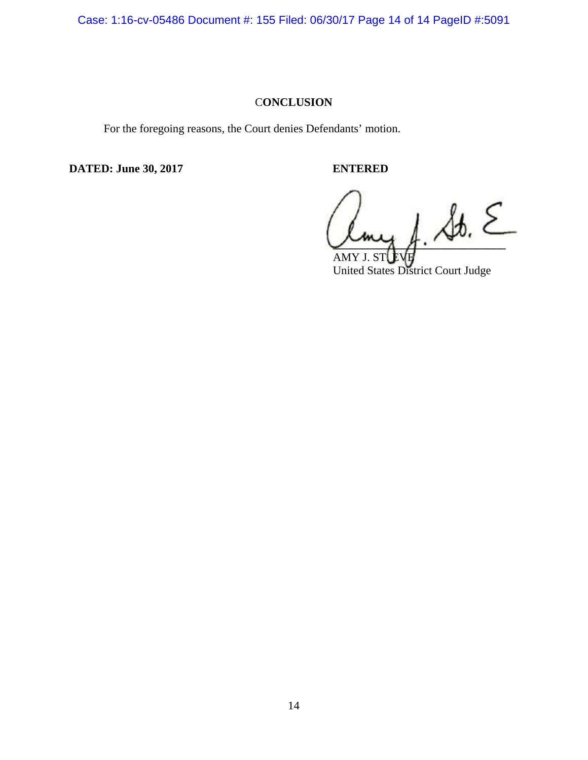## CONCLUSION

For the foregoing reasons, the Court denies Defendants' motion.

**DATED: June 30, 2017** **ENTERED**

AMY J. ST. EVE
United States District Court Judge